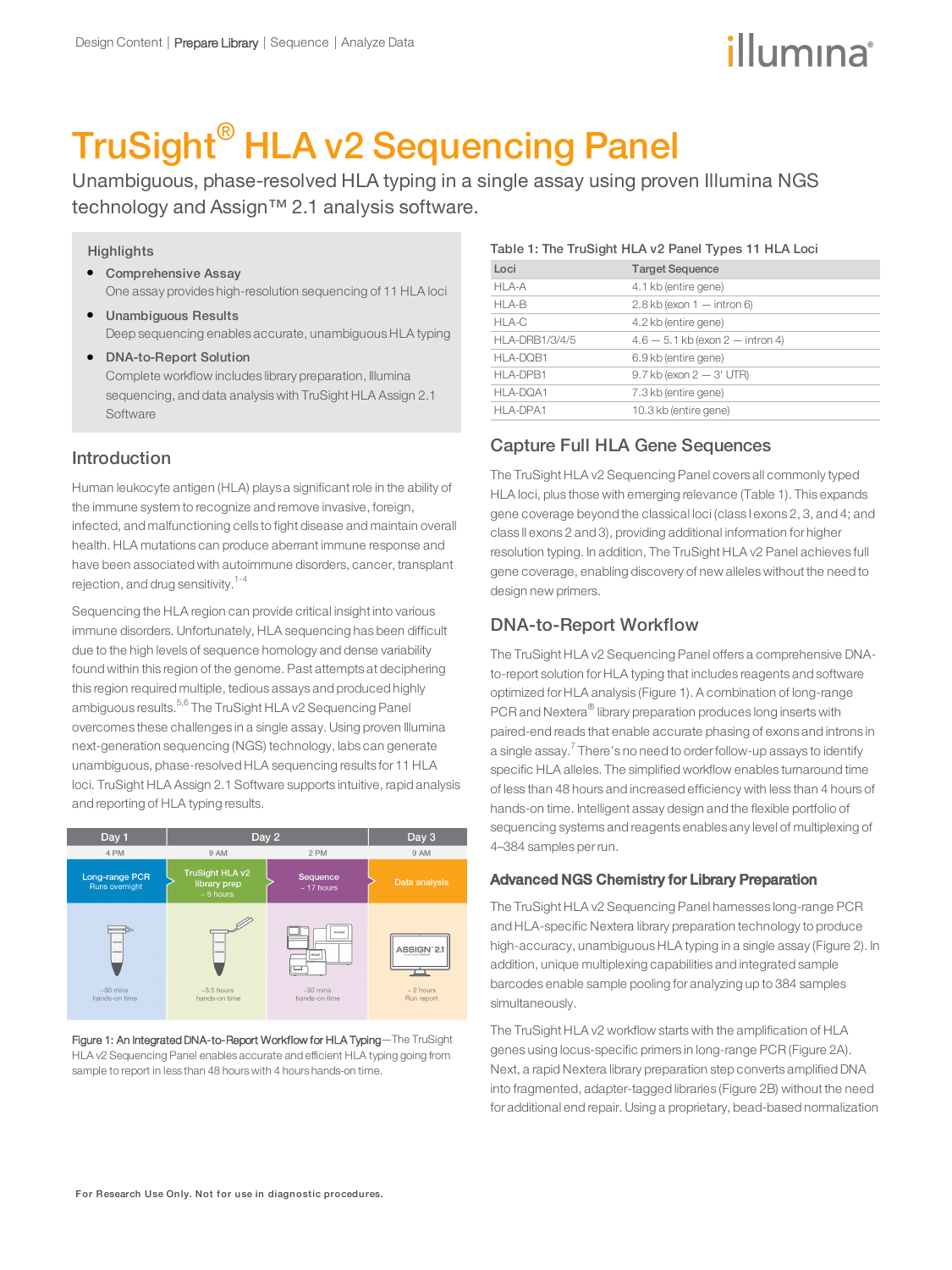# TruSight® HLA v2 Sequencing Panel

Unambiguous, phase-resolved HLA typing in a single assay using proven Illumina NGS technology and Assign™ 2.1 analysis software.

## Highlights

- **Comprehensive Assay**
  One assay provides high-resolution sequencing of 11 HLA loci
- **Unambiguous Results**
  Deep sequencing enables accurate, unambiguous HLA typing
- **DNA-to-Report Solution**
  Complete workflow includes library preparation, Illumina sequencing, and data analysis with TruSight HLA Assign 2.1 Software

## Introduction

Human leukocyte antigen (HLA) plays a significant role in the ability of the immune system to recognize and remove invasive, foreign, infected, and malfunctioning cells to fight disease and maintain overall health. HLA mutations can produce aberrant immune response and have been associated with autoimmune disorders, cancer, transplant rejection, and drug sensitivity.[1-4]

Sequencing the HLA region can provide critical insight into various immune disorders. Unfortunately, HLA sequencing has been difficult due to the high levels of sequence homology and dense variability found within this region of the genome. Past attempts at deciphering this region required multiple, tedious assays and produced highly ambiguous results.[5,6] The TruSight HLA v2 Sequencing Panel overcomes these challenges in a single assay. Using proven Illumina next-generation sequencing (NGS) technology, labs can generate unambiguous, phase-resolved HLA sequencing results for 11 HLA loci. TruSight HLA Assign 2.1 Software supports intuitive, rapid analysis and reporting of HLA typing results.

| Day 1 | Day 2 | | Day 3 |
|---|---|---|---|
| 4 PM | 9 AM | 2 PM | 9 AM |
| Long-range PCR (Runs overnight) | TruSight HLA v2 library prep (~ 5 hours) | Sequence (~ 17 hours) | Data analysis |
| ~30 mins hands-on time | ~3.5 hours hands-on time | ~30 mins hands-on time | ~ 2 hours Run report |

**Figure 1: An Integrated DNA-to-Report Workflow for HLA Typing**—The TruSight HLA v2 Sequencing Panel enables accurate and efficient HLA typing going from sample to report in less than 48 hours with 4 hours hands-on time.

**Table 1: The TruSight HLA v2 Panel Types 11 HLA Loci**

| Loci | Target Sequence |
|---|---|
| HLA-A | 4.1 kb (entire gene) |
| HLA-B | 2.8 kb (exon 1 — intron 6) |
| HLA-C | 4.2 kb (entire gene) |
| HLA-DRB1/3/4/5 | 4.6 — 5.1 kb (exon 2 — intron 4) |
| HLA-DQB1 | 6.9 kb (entire gene) |
| HLA-DPB1 | 9.7 kb (exon 2 — 3' UTR) |
| HLA-DQA1 | 7.3 kb (entire gene) |
| HLA-DPA1 | 10.3 kb (entire gene) |

## Capture Full HLA Gene Sequences

The TruSight HLA v2 Sequencing Panel covers all commonly typed HLA loci, plus those with emerging relevance (Table 1). This expands gene coverage beyond the classical loci (class I exons 2, 3, and 4; and class II exons 2 and 3), providing additional information for higher resolution typing. In addition, The TruSight HLA v2 Panel achieves full gene coverage, enabling discovery of new alleles without the need to design new primers.

## DNA-to-Report Workflow

The TruSight HLA v2 Sequencing Panel offers a comprehensive DNA-to-report solution for HLA typing that includes reagents and software optimized for HLA analysis (Figure 1). A combination of long-range PCR and Nextera® library preparation produces long inserts with paired-end reads that enable accurate phasing of exons and introns in a single assay.[7] There's no need to order follow-up assays to identify specific HLA alleles. The simplified workflow enables turnaround time of less than 48 hours and increased efficiency with less than 4 hours of hands-on time. Intelligent assay design and the flexible portfolio of sequencing systems and reagents enables any level of multiplexing of 4–384 samples per run.

### Advanced NGS Chemistry for Library Preparation

The TruSight HLA v2 Sequencing Panel harnesses long-range PCR and HLA-specific Nextera library preparation technology to produce high-accuracy, unambiguous HLA typing in a single assay (Figure 2). In addition, unique multiplexing capabilities and integrated sample barcodes enable sample pooling for analyzing up to 384 samples simultaneously.

The TruSight HLA v2 workflow starts with the amplification of HLA genes using locus-specific primers in long-range PCR (Figure 2A). Next, a rapid Nextera library preparation step converts amplified DNA into fragmented, adapter-tagged libraries (Figure 2B) without the need for additional end repair. Using a proprietary, bead-based normalization

For Research Use Only. Not for use in diagnostic procedures.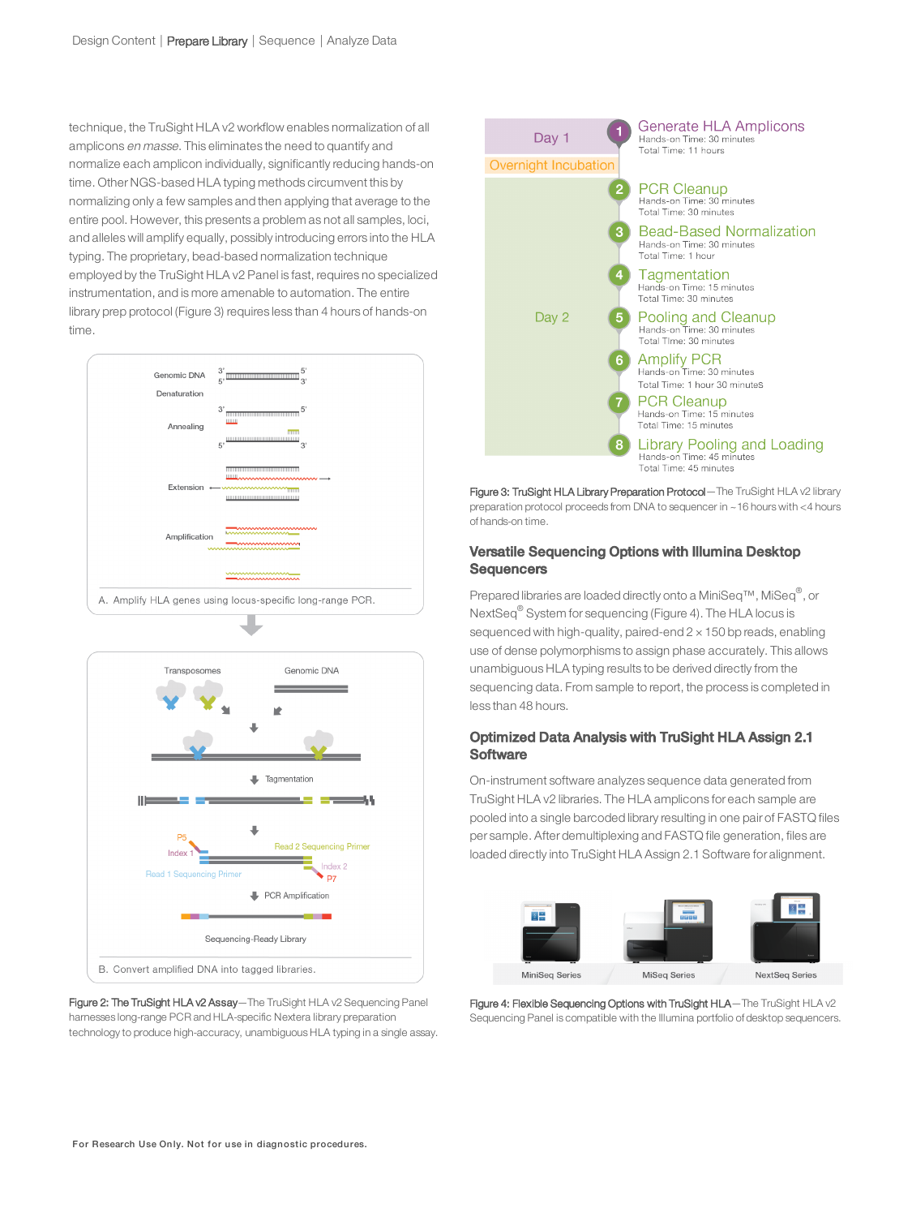technique, the TruSight HLA v2 workflow enables normalization of all amplicons *en masse*. This eliminates the need to quantify and normalize each amplicon individually, significantly reducing hands-on time. Other NGS-based HLA typing methods circumvent this by normalizing only a few samples and then applying that average to the entire pool. However, this presents a problem as not all samples, loci, and alleles will amplify equally, possibly introducing errors into the HLA typing. The proprietary, bead-based normalization technique employed by the TruSight HLA v2 Panel is fast, requires no specialized instrumentation, and is more amenable to automation. The entire library prep protocol (Figure 3) requires less than 4 hours of hands-on time.

A. Amplify HLA genes using locus-specific long-range PCR.

B. Convert amplified DNA into tagged libraries.

Figure 2: The TruSight HLA v2 Assay—The TruSight HLA v2 Sequencing Panel harnesses long-range PCR and HLA-specific Nextera library preparation technology to produce high-accuracy, unambiguous HLA typing in a single assay.

| Day | Step | Hands-on Time | Total Time |
|---|---|---|---|
| Day 1 | 1 Generate HLA Amplicons | 30 minutes | 11 hours |
| Overnight Incubation | | | |
| Day 2 | 2 PCR Cleanup | 30 minutes | 30 minutes |
| | 3 Bead-Based Normalization | 30 minutes | 1 hour |
| | 4 Tagmentation | 15 minutes | 30 minutes |
| | 5 Pooling and Cleanup | 30 minutes | 30 minutes |
| | 6 Amplify PCR | 30 minutes | 1 hour 30 minutes |
| | 7 PCR Cleanup | 15 minutes | 15 minutes |
| | 8 Library Pooling and Loading | 45 minutes | 45 minutes |

Figure 3: TruSight HLA Library Preparation Protocol—The TruSight HLA v2 library preparation protocol proceeds from DNA to sequencer in ~16 hours with <4 hours of hands-on time.

## Versatile Sequencing Options with Illumina Desktop Sequencers

Prepared libraries are loaded directly onto a MiniSeq™, MiSeq®, or NextSeq® System for sequencing (Figure 4). The HLA locus is sequenced with high-quality, paired-end 2 × 150 bp reads, enabling use of dense polymorphisms to assign phase accurately. This allows unambiguous HLA typing results to be derived directly from the sequencing data. From sample to report, the process is completed in less than 48 hours.

## Optimized Data Analysis with TruSight HLA Assign 2.1 Software

On-instrument software analyzes sequence data generated from TruSight HLA v2 libraries. The HLA amplicons for each sample are pooled into a single barcoded library resulting in one pair of FASTQ files per sample. After demultiplexing and FASTQ file generation, files are loaded directly into TruSight HLA Assign 2.1 Software for alignment.

MiniSeq Series | MiSeq Series | NextSeq Series

Figure 4: Flexible Sequencing Options with TruSight HLA—The TruSight HLA v2 Sequencing Panel is compatible with the Illumina portfolio of desktop sequencers.

For Research Use Only. Not for use in diagnostic procedures.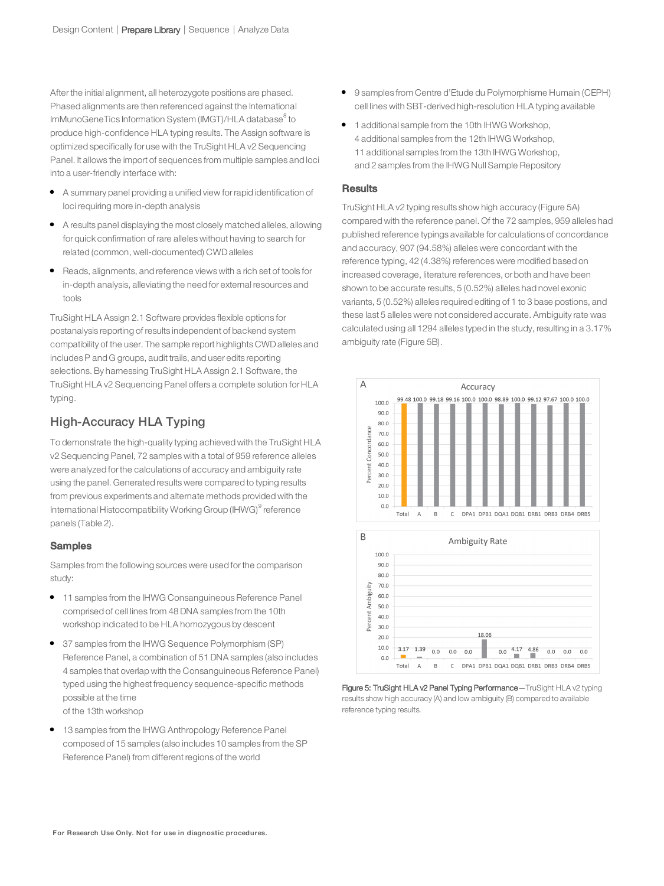After the initial alignment, all heterozygote positions are phased. Phased alignments are then referenced against the International ImMunoGeneTics Information System (IMGT)/HLA database[8] to produce high-confidence HLA typing results. The Assign software is optimized specifically for use with the TruSight HLA v2 Sequencing Panel. It allows the import of sequences from multiple samples and loci into a user-friendly interface with:

- A summary panel providing a unified view for rapid identification of loci requiring more in-depth analysis
- A results panel displaying the most closely matched alleles, allowing for quick confirmation of rare alleles without having to search for related (common, well-documented) CWD alleles
- Reads, alignments, and reference views with a rich set of tools for in-depth analysis, alleviating the need for external resources and tools

TruSight HLA Assign 2.1 Software provides flexible options for postanalysis reporting of results independent of backend system compatibility of the user. The sample report highlights CWD alleles and includes P and G groups, audit trails, and user edits reporting selections. By harnessing TruSight HLA Assign 2.1 Software, the TruSight HLA v2 Sequencing Panel offers a complete solution for HLA typing.

## High-Accuracy HLA Typing

To demonstrate the high-quality typing achieved with the TruSight HLA v2 Sequencing Panel, 72 samples with a total of 959 reference alleles were analyzed for the calculations of accuracy and ambiguity rate using the panel. Generated results were compared to typing results from previous experiments and alternate methods provided with the International Histocompatibility Working Group (IHWG)[9] reference panels (Table 2).

### Samples

Samples from the following sources were used for the comparison study:

- 11 samples from the IHWG Consanguineous Reference Panel comprised of cell lines from 48 DNA samples from the 10th workshop indicated to be HLA homozygous by descent
- 37 samples from the IHWG Sequence Polymorphism (SP) Reference Panel, a combination of 51 DNA samples (also includes 4 samples that overlap with the Consanguineous Reference Panel) typed using the highest frequency sequence-specific methods possible at the time of the 13th workshop
- 13 samples from the IHWG Anthropology Reference Panel composed of 15 samples (also includes 10 samples from the SP Reference Panel) from different regions of the world
- 9 samples from Centre d'Etude du Polymorphisme Humain (CEPH) cell lines with SBT-derived high-resolution HLA typing available
- 1 additional sample from the 10th IHWG Workshop, 4 additional samples from the 12th IHWG Workshop, 11 additional samples from the 13th IHWG Workshop, and 2 samples from the IHWG Null Sample Repository

### Results

TruSight HLA v2 typing results show high accuracy (Figure 5A) compared with the reference panel. Of the 72 samples, 959 alleles had published reference typings available for calculations of concordance and accuracy, 907 (94.58%) alleles were concordant with the reference typing, 42 (4.38%) references were modified based on increased coverage, literature references, or both and have been shown to be accurate results, 5 (0.52%) alleles had novel exonic variants, 5 (0.52%) alleles required editing of 1 to 3 base positions, and these last 5 alleles were not considered accurate. Ambiguity rate was calculated using all 1294 alleles typed in the study, resulting in a 3.17% ambiguity rate (Figure 5B).

A — Accuracy (Percent Concordance)

| Total | A | B | C | DPA1 | DPB1 | DQA1 | DQB1 | DRB1 | DRB3 | DRB4 | DRB5 |
|---|---|---|---|---|---|---|---|---|---|---|---|
| 99.48 | 100.0 | 99.18 | 99.16 | 100.0 | 100.0 | 98.89 | 100.0 | 99.12 | 97.67 | 100.0 | 100.0 |

B — Ambiguity Rate (Percent Ambiguity)

| Total | A | B | C | DPA1 | DPB1 | DQA1 | DQB1 | DRB1 | DRB3 | DRB4 | DRB5 |
|---|---|---|---|---|---|---|---|---|---|---|---|
| 3.17 | 1.39 | 0.0 | 0.0 | 0.0 | 18.06 | 0.0 | 4.17 | 4.86 | 0.0 | 0.0 | 0.0 |

**Figure 5: TruSight HLA v2 Panel Typing Performance**—TruSight HLA v2 typing results show high accuracy (A) and low ambiguity (B) compared to available reference typing results.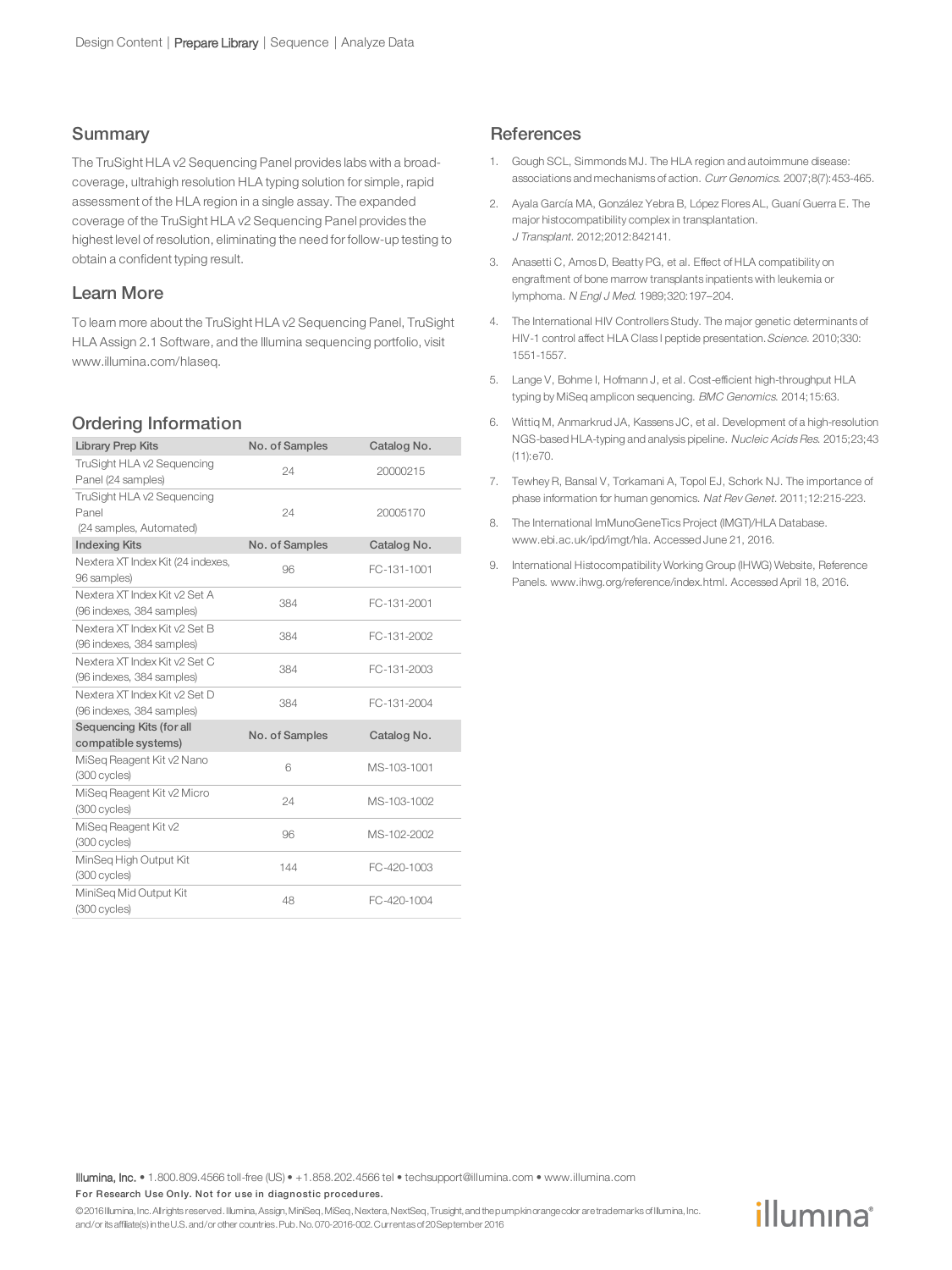## Summary

The TruSight HLA v2 Sequencing Panel provides labs with a broad-coverage, ultrahigh resolution HLA typing solution for simple, rapid assessment of the HLA region in a single assay. The expanded coverage of the TruSight HLA v2 Sequencing Panel provides the highest level of resolution, eliminating the need for follow-up testing to obtain a confident typing result.

## Learn More

To learn more about the TruSight HLA v2 Sequencing Panel, TruSight HLA Assign 2.1 Software, and the Illumina sequencing portfolio, visit www.illumina.com/hlaseq.

## Ordering Information

| Library Prep Kits | No. of Samples | Catalog No. |
|---|---|---|
| TruSight HLA v2 Sequencing Panel (24 samples) | 24 | 20000215 |
| TruSight HLA v2 Sequencing Panel (24 samples, Automated) | 24 | 20005170 |
| **Indexing Kits** | **No. of Samples** | **Catalog No.** |
| Nextera XT Index Kit (24 indexes, 96 samples) | 96 | FC-131-1001 |
| Nextera XT Index Kit v2 Set A (96 indexes, 384 samples) | 384 | FC-131-2001 |
| Nextera XT Index Kit v2 Set B (96 indexes, 384 samples) | 384 | FC-131-2002 |
| Nextera XT Index Kit v2 Set C (96 indexes, 384 samples) | 384 | FC-131-2003 |
| Nextera XT Index Kit v2 Set D (96 indexes, 384 samples) | 384 | FC-131-2004 |
| **Sequencing Kits (for all compatible systems)** | **No. of Samples** | **Catalog No.** |
| MiSeq Reagent Kit v2 Nano (300 cycles) | 6 | MS-103-1001 |
| MiSeq Reagent Kit v2 Micro (300 cycles) | 24 | MS-103-1002 |
| MiSeq Reagent Kit v2 (300 cycles) | 96 | MS-102-2002 |
| MinSeq High Output Kit (300 cycles) | 144 | FC-420-1003 |
| MiniSeq Mid Output Kit (300 cycles) | 48 | FC-420-1004 |

## References

1. Gough SCL, Simmonds MJ. The HLA region and autoimmune disease: associations and mechanisms of action. *Curr Genomics*. 2007;8(7):453-465.
2. Ayala García MA, González Yebra B, López Flores AL, Guaní Guerra E. The major histocompatibility complex in transplantation. *J Transplant*. 2012;2012:842141.
3. Anasetti C, Amos D, Beatty PG, et al. Effect of HLA compatibility on engraftment of bone marrow transplants inpatients with leukemia or lymphoma. *N Engl J Med*. 1989;320:197–204.
4. The International HIV Controllers Study. The major genetic determinants of HIV-1 control affect HLA Class I peptide presentation. *Science*. 2010;330: 1551-1557.
5. Lange V, Bohme I, Hofmann J, et al. Cost-efficient high-throughput HLA typing by MiSeq amplicon sequencing. *BMC Genomics*. 2014;15:63.
6. Wittig M, Anmarkrud JA, Kassens JC, et al. Development of a high-resolution NGS-based HLA-typing and analysis pipeline. *Nucleic Acids Res*. 2015;23;43 (11):e70.
7. Tewhey R, Bansal V, Torkamani A, Topol EJ, Schork NJ. The importance of phase information for human genomics. *Nat Rev Genet*. 2011;12:215-223.
8. The International ImMunoGeneTics Project (IMGT)/HLA Database. www.ebi.ac.uk/ipd/imgt/hla. Accessed June 21, 2016.
9. International Histocompatibility Working Group (IHWG) Website, Reference Panels. www.ihwg.org/reference/index.html. Accessed April 18, 2016.

**Illumina, Inc.** • 1.800.809.4566 toll-free (US) • +1.858.202.4566 tel • techsupport@illumina.com • www.illumina.com

**For Research Use Only. Not for use in diagnostic procedures.**

© 2016 Illumina, Inc. All rights reserved. Illumina, Assign, MiniSeq, MiSeq, Nextera, NextSeq, Trusight, and the pumpkin orange color are trademarks of Illumina, Inc. and/or its affiliate(s) in the U.S. and/or other countries. Pub. No. 070-2016-002. Current as of 20 September 2016